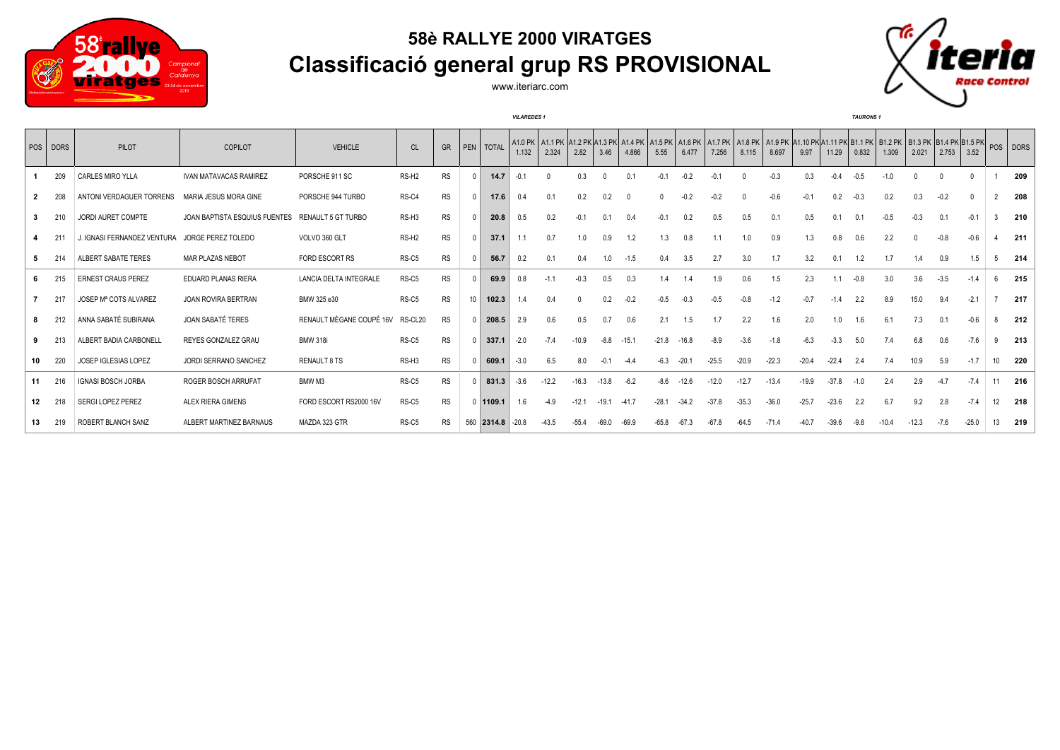# 58è RALLYE 2000 VIRATGES

## Classificació general grup RS PROVISIONAL

www.iteriarc.com

| POS | DORS | PILOT | COPILOT | VEHICLE | CL | GR | PEN | TOTAL | A1.0 PK 1.132 | A1.1 PK 2.324 | A1.2 PK 2.82 | A1.3 PK 3.46 | A1.4 PK 4.866 | A1.5 PK 5.55 | A1.6 PK 6.477 | A1.7 PK 7.256 | A1.8 PK 8.115 | A1.9 PK 8.697 | A1.10 PK 9.97 | A1.11 PK 11.29 | B1.1 PK 0.832 | B1.2 PK 1.309 | B1.3 PK 2.021 | B1.4 PK 2.753 | B1.5 PK 3.52 | POS | DORS |
|---|---|---|---|---|---|---|---|---|---|---|---|---|---|---|---|---|---|---|---|---|---|---|---|---|---|---|---|
| | | | | | | | | | VILAREDES 1 | | | | | | | | | | | | TAURONS 1 | | | | | | |
| **1** | 209 | CARLES MIRO YLLA | IVAN MATAVACAS RAMIREZ | PORSCHE 911 SC | RS-H2 | RS | 0 | **14.7** | -0.1 | 0 | 0.3 | 0 | 0.1 | -0.1 | -0.2 | -0.1 | 0 | -0.3 | 0.3 | -0.4 | -0.5 | -1.0 | 0 | 0 | 0 | 1 | **209** |
| **2** | 208 | ANTONI VERDAGUER TORRENS | MARIA JESUS MORA GINE | PORSCHE 944 TURBO | RS-C4 | RS | 0 | **17.6** | 0.4 | 0.1 | 0.2 | 0.2 | 0 | 0 | -0.2 | -0.2 | 0 | -0.6 | -0.1 | 0.2 | -0.3 | 0.2 | 0.3 | -0.2 | 0 | 2 | **208** |
| **3** | 210 | JORDI AURET COMPTE | JOAN BAPTISTA ESQUIUS FUENTES | RENAULT 5 GT TURBO | RS-H3 | RS | 0 | **20.8** | 0.5 | 0.2 | -0.1 | 0.1 | 0.4 | -0.1 | 0.2 | 0.5 | 0.5 | 0.1 | 0.5 | 0.1 | 0.1 | -0.5 | -0.3 | 0.1 | -0.1 | 3 | **210** |
| **4** | 211 | J. IGNASI FERNANDEZ VENTURA | JORGE PEREZ TOLEDO | VOLVO 360 GLT | RS-H2 | RS | 0 | **37.1** | 1.1 | 0.7 | 1.0 | 0.9 | 1.2 | 1.3 | 0.8 | 1.1 | 1.0 | 0.9 | 1.3 | 0.8 | 0.6 | 2.2 | 0 | -0.8 | -0.6 | 4 | **211** |
| **5** | 214 | ALBERT SABATE TERES | MAR PLAZAS NEBOT | FORD ESCORT RS | RS-C5 | RS | 0 | **56.7** | 0.2 | 0.1 | 0.4 | 1.0 | -1.5 | 0.4 | 3.5 | 2.7 | 3.0 | 1.7 | 3.2 | 0.1 | 1.2 | 1.7 | 1.4 | 0.9 | 1.5 | 5 | **214** |
| **6** | 215 | ERNEST CRAUS PEREZ | EDUARD PLANAS RIERA | LANCIA DELTA INTEGRALE | RS-C5 | RS | 0 | **69.9** | 0.8 | -1.1 | -0.3 | 0.5 | 0.3 | 1.4 | 1.4 | 1.9 | 0.6 | 1.5 | 2.3 | 1.1 | -0.8 | 3.0 | 3.6 | -3.5 | -1.4 | 6 | **215** |
| **7** | 217 | JOSEP Mª COTS ALVAREZ | JOAN ROVIRA BERTRAN | BMW 325 e30 | RS-C5 | RS | 10 | **102.3** | 1.4 | 0.4 | 0 | 0.2 | -0.2 | -0.5 | -0.3 | -0.5 | -0.8 | -1.2 | -0.7 | -1.4 | 2.2 | 8.9 | 15.0 | 9.4 | -2.1 | 7 | **217** |
| **8** | 212 | ANNA SABATÉ SUBIRANA | JOAN SABATÉ TERES | RENAULT MÈGANE COUPÉ 16V | RS-CL20 | RS | 0 | **208.5** | 2.9 | 0.6 | 0.5 | 0.7 | 0.6 | 2.1 | 1.5 | 1.7 | 2.2 | 1.6 | 2.0 | 1.0 | 1.6 | 6.1 | 7.3 | 0.1 | -0.6 | 8 | **212** |
| **9** | 213 | ALBERT BADIA CARBONELL | REYES GONZALEZ GRAU | BMW 318i | RS-C5 | RS | 0 | **337.1** | -2.0 | -7.4 | -10.9 | -8.8 | -15.1 | -21.8 | -16.8 | -8.9 | -3.6 | -1.8 | -6.3 | -3.3 | 5.0 | 7.4 | 6.8 | 0.6 | -7.6 | 9 | **213** |
| **10** | 220 | JOSEP IGLESIAS LOPEZ | JORDI SERRANO SANCHEZ | RENAULT 8 TS | RS-H3 | RS | 0 | **609.1** | -3.0 | 6.5 | 8.0 | -0.1 | -4.4 | -6.3 | -20.1 | -25.5 | -20.9 | -22.3 | -20.4 | -22.4 | 2.4 | 7.4 | 10.9 | 5.9 | -1.7 | 10 | **220** |
| **11** | 216 | IGNASI BOSCH JORBA | ROGER BOSCH ARRUFAT | BMW M3 | RS-C5 | RS | 0 | **831.3** | -3.6 | -12.2 | -16.3 | -13.8 | -6.2 | -8.6 | -12.6 | -12.0 | -12.7 | -13.4 | -19.9 | -37.8 | -1.0 | 2.4 | 2.9 | -4.7 | -7.4 | 11 | **216** |
| **12** | 218 | SERGI LOPEZ PEREZ | ALEX RIERA GIMENS | FORD ESCORT RS2000 16V | RS-C5 | RS | 0 | **1109.1** | 1.6 | -4.9 | -12.1 | -19.1 | -41.7 | -28.1 | -34.2 | -37.8 | -35.3 | -36.0 | -25.7 | -23.6 | 2.2 | 6.7 | 9.2 | 2.8 | -7.4 | 12 | **218** |
| **13** | 219 | ROBERT BLANCH SANZ | ALBERT MARTINEZ BARNAUS | MAZDA 323 GTR | RS-C5 | RS | 560 | **2314.8** | -20.8 | -43.5 | -55.4 | -69.0 | -69.9 | -65.8 | -67.3 | -67.8 | -64.5 | -71.4 | -40.7 | -39.6 | -9.8 | -10.4 | -12.3 | -7.6 | -25.0 | 13 | **219** |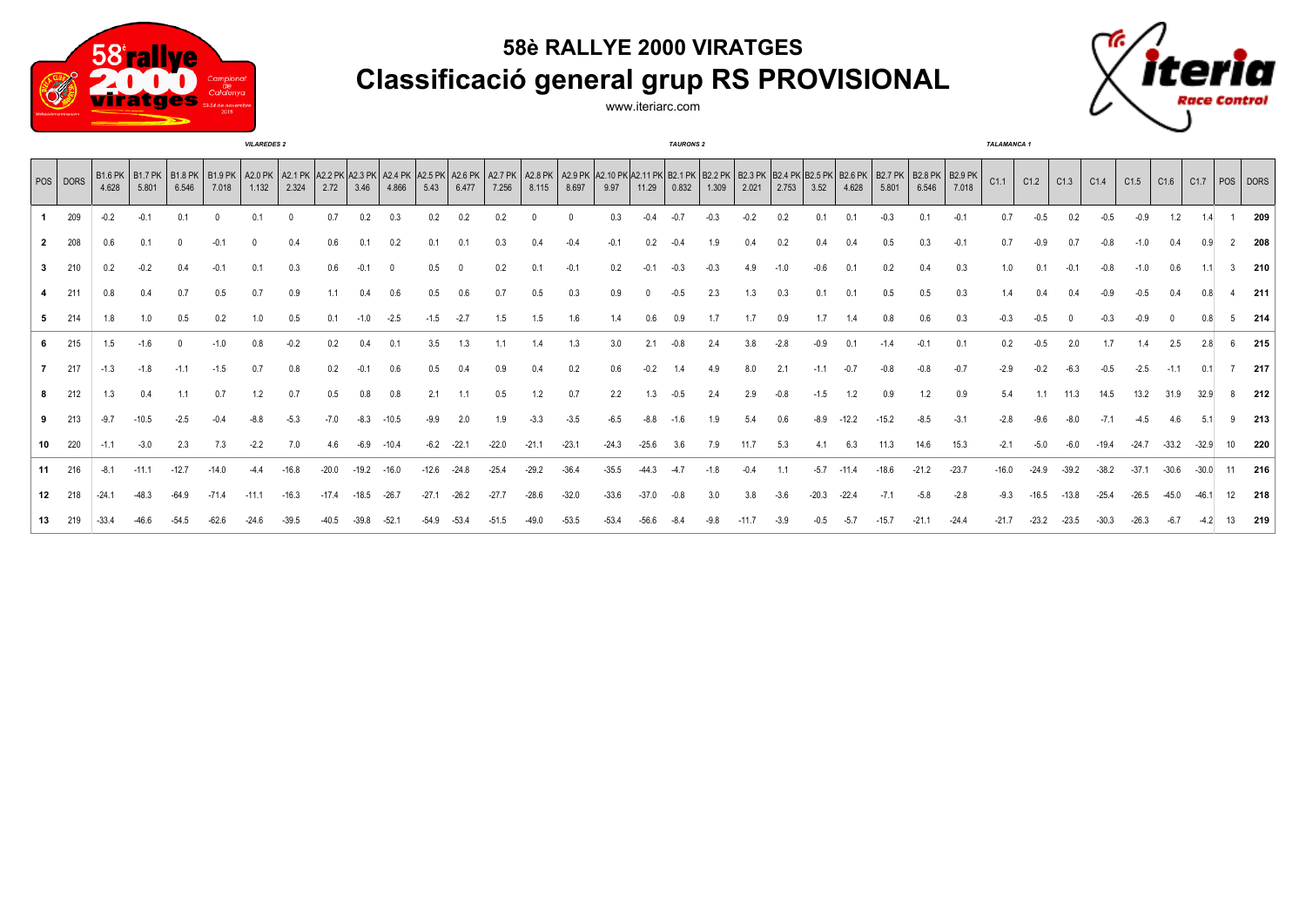# 58è RALLYE 2000 VIRATGES

## Classificació general grup RS PROVISIONAL

www.iteriarc.com

| | | VILAREDES 2 | | | | | | | | | | | | | | | | | TAURONS 2 | | | | | | | | | | | TALAMANCA 1 | | | | | | | | |
|---|---|---|---|---|---|---|---|---|---|---|---|---|---|---|---|---|---|---|---|---|---|---|---|---|---|---|---|---|---|---|---|---|---|---|---|---|---|---|
| POS | DORS | B1.6 PK 4.628 | B1.7 PK 5.801 | B1.8 PK 6.546 | B1.9 PK 7.018 | A2.0 PK 1.132 | A2.1 PK 2.324 | A2.2 PK 2.72 | A2.3 PK 3.46 | A2.4 PK 4.866 | A2.5 PK 5.43 | A2.6 PK 6.477 | A2.7 PK 7.256 | A2.8 PK 8.115 | A2.9 PK 8.697 | A2.10 PK 9.97 | A2.11 PK 11.29 | B2.1 PK 0.832 | B2.2 PK 1.309 | B2.3 PK 2.021 | B2.4 PK 2.753 | B2.5 PK 3.52 | B2.6 PK 4.628 | B2.7 PK 5.801 | B2.8 PK 6.546 | B2.9 PK 7.018 | C1.1 | C1.2 | C1.3 | C1.4 | C1.5 | C1.6 | C1.7 | POS | DORS |
| 1 | 209 | -0.2 | -0.1 | 0.1 | 0 | 0.1 | 0 | 0.7 | 0.2 | 0.3 | 0.2 | 0.2 | 0.2 | 0 | 0 | 0.3 | -0.4 | -0.7 | -0.3 | -0.2 | 0.2 | 0.1 | 0.1 | -0.3 | 0.1 | -0.1 | 0.7 | -0.5 | 0.2 | -0.5 | -0.9 | 1.2 | 1.4 | 1 | 209 |
| 2 | 208 | 0.6 | 0.1 | 0 | -0.1 | 0 | 0.4 | 0.6 | 0.1 | 0.2 | 0.1 | 0.1 | 0.3 | 0.4 | -0.4 | -0.1 | 0.2 | -0.4 | 1.9 | 0.4 | 0.2 | 0.4 | 0.4 | 0.5 | 0.3 | -0.1 | 0.7 | -0.9 | 0.7 | -0.8 | -1.0 | 0.4 | 0.9 | 2 | 208 |
| 3 | 210 | 0.2 | -0.2 | 0.4 | -0.1 | 0.1 | 0.3 | 0.6 | -0.1 | 0 | 0.5 | 0 | 0.2 | 0.1 | -0.1 | 0.2 | -0.1 | -0.3 | -0.3 | 4.9 | -1.0 | -0.6 | 0.1 | 0.2 | 0.4 | 0.3 | 1.0 | 0.1 | -0.1 | -0.8 | -1.0 | 0.6 | 1.1 | 3 | 210 |
| 4 | 211 | 0.8 | 0.4 | 0.7 | 0.5 | 0.7 | 0.9 | 1.1 | 0.4 | 0.6 | 0.5 | 0.6 | 0.7 | 0.5 | 0.3 | 0.9 | 0 | -0.5 | 2.3 | 1.3 | 0.3 | 0.1 | 0.1 | 0.5 | 0.5 | 0.3 | 1.4 | 0.4 | 0.4 | -0.9 | -0.5 | 0.4 | 0.8 | 4 | 211 |
| 5 | 214 | 1.8 | 1.0 | 0.5 | 0.2 | 1.0 | 0.5 | 0.1 | -1.0 | -2.5 | -1.5 | -2.7 | 1.5 | 1.5 | 1.6 | 1.4 | 0.6 | 0.9 | 1.7 | 1.7 | 0.9 | 1.7 | 1.4 | 0.8 | 0.6 | 0.3 | -0.3 | -0.5 | 0 | -0.3 | -0.9 | 0 | 0.8 | 5 | 214 |
| 6 | 215 | 1.5 | -1.6 | 0 | -1.0 | 0.8 | -0.2 | 0.2 | 0.4 | 0.1 | 3.5 | 1.3 | 1.1 | 1.4 | 1.3 | 3.0 | 2.1 | -0.8 | 2.4 | 3.8 | -2.8 | -0.9 | 0.1 | -1.4 | -0.1 | 0.1 | 0.2 | -0.5 | 2.0 | 1.7 | 1.4 | 2.5 | 2.8 | 6 | 215 |
| 7 | 217 | -1.3 | -1.8 | -1.1 | -1.5 | 0.7 | 0.8 | 0.2 | -0.1 | 0.6 | 0.5 | 0.4 | 0.9 | 0.4 | 0.2 | 0.6 | -0.2 | 1.4 | 4.9 | 8.0 | 2.1 | -1.1 | -0.7 | -0.8 | -0.8 | -0.7 | -2.9 | -0.2 | -6.3 | -0.5 | -2.5 | -1.1 | 0.1 | 7 | 217 |
| 8 | 212 | 1.3 | 0.4 | 1.1 | 0.7 | 1.2 | 0.7 | 0.5 | 0.8 | 0.8 | 2.1 | 1.1 | 0.5 | 1.2 | 0.7 | 2.2 | 1.3 | -0.5 | 2.4 | 2.9 | -0.8 | -1.5 | 1.2 | 0.9 | 1.2 | 0.9 | 5.4 | 1.1 | 11.3 | 14.5 | 13.2 | 31.9 | 32.9 | 8 | 212 |
| 9 | 213 | -9.7 | -10.5 | -2.5 | -0.4 | -8.8 | -5.3 | -7.0 | -8.3 | -10.5 | -9.9 | 2.0 | 1.9 | -3.3 | -3.5 | -6.5 | -8.8 | -1.6 | 1.9 | 5.4 | 0.6 | -8.9 | -12.2 | -15.2 | -8.5 | -3.1 | -2.8 | -9.6 | -8.0 | -7.1 | -4.5 | 4.6 | 5.1 | 9 | 213 |
| 10 | 220 | -1.1 | -3.0 | 2.3 | 7.3 | -2.2 | 7.0 | 4.6 | -6.9 | -10.4 | -6.2 | -22.1 | -22.0 | -21.1 | -23.1 | -24.3 | -25.6 | 3.6 | 7.9 | 11.7 | 5.3 | 4.1 | 6.3 | 11.3 | 14.6 | 15.3 | -2.1 | -5.0 | -6.0 | -19.4 | -24.7 | -33.2 | -32.9 | 10 | 220 |
| 11 | 216 | -8.1 | -11.1 | -12.7 | -14.0 | -4.4 | -16.8 | -20.0 | -19.2 | -16.0 | -12.6 | -24.8 | -25.4 | -29.2 | -36.4 | -35.5 | -44.3 | -4.7 | -1.8 | -0.4 | 1.1 | -5.7 | -11.4 | -18.6 | -21.2 | -23.7 | -16.0 | -24.9 | -39.2 | -38.2 | -37.1 | -30.6 | -30.0 | 11 | 216 |
| 12 | 218 | -24.1 | -48.3 | -64.9 | -71.4 | -11.1 | -16.3 | -17.4 | -18.5 | -26.7 | -27.1 | -26.2 | -27.7 | -28.6 | -32.0 | -33.6 | -37.0 | -0.8 | 3.0 | 3.8 | -3.6 | -20.3 | -22.4 | -7.1 | -5.8 | -2.8 | -9.3 | -16.5 | -13.8 | -25.4 | -26.5 | -45.0 | -46.1 | 12 | 218 |
| 13 | 219 | -33.4 | -46.6 | -54.5 | -62.6 | -24.6 | -39.5 | -40.5 | -39.8 | -52.1 | -54.9 | -53.4 | -51.5 | -49.0 | -53.5 | -53.4 | -56.6 | -8.4 | -9.8 | -11.7 | -3.9 | -0.5 | -5.7 | -15.7 | -21.1 | -24.4 | -21.7 | -23.2 | -23.5 | -30.3 | -26.3 | -6.7 | -4.2 | 13 | 219 |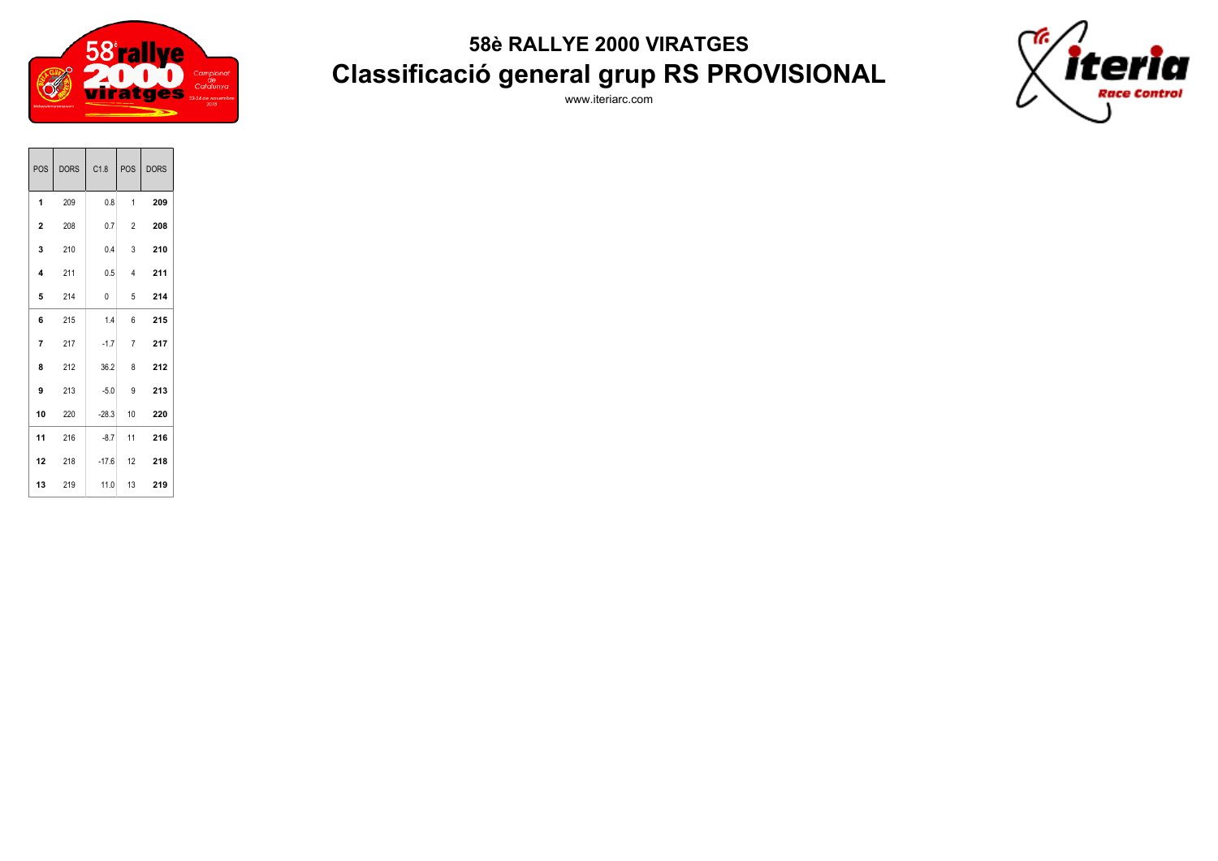# 58è RALLYE 2000 VIRATGES

## Classificació general grup RS PROVISIONAL

www.iteriarc.com

| POS | DORS | C1.8 | POS | DORS |
|---|---|---|---|---|
| **1** | 209 | 0.8 | 1 | **209** |
| **2** | 208 | 0.7 | 2 | **208** |
| **3** | 210 | 0.4 | 3 | **210** |
| **4** | 211 | 0.5 | 4 | **211** |
| **5** | 214 | 0 | 5 | **214** |
| **6** | 215 | 1.4 | 6 | **215** |
| **7** | 217 | -1.7 | 7 | **217** |
| **8** | 212 | 36.2 | 8 | **212** |
| **9** | 213 | -5.0 | 9 | **213** |
| **10** | 220 | -28.3 | 10 | **220** |
| **11** | 216 | -8.7 | 11 | **216** |
| **12** | 218 | -17.6 | 12 | **218** |
| **13** | 219 | 11.0 | 13 | **219** |